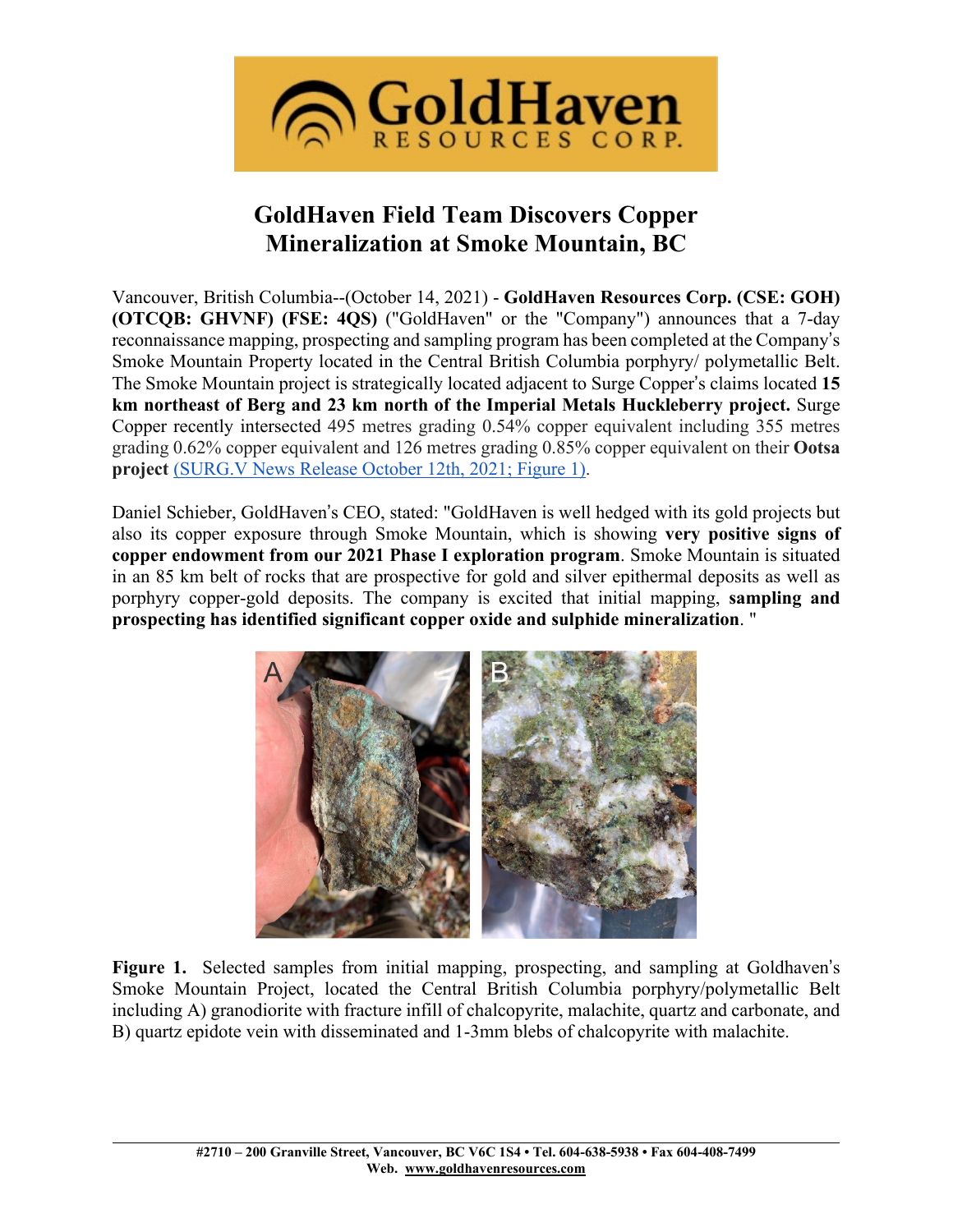# GoldHaven Field Team Discovers Copper Mineralization at Smoke Mountain, BC

Vancouver, British Columbia--(October 14, 2021) - **GoldHaven Resources Corp. (CSE: GOH) (OTCQB: GHVNF) (FSE: 4QS)** ("GoldHaven" or the "Company") announces that a 7-day reconnaissance mapping, prospecting and sampling program has been completed at the Company's Smoke Mountain Property located in the Central British Columbia porphyry/ polymetallic Belt. The Smoke Mountain project is strategically located adjacent to Surge Copper's claims located **15 km northeast of Berg and 23 km north of the Imperial Metals Huckleberry project.** Surge Copper recently intersected 495 metres grading 0.54% copper equivalent including 355 metres grading 0.62% copper equivalent and 126 metres grading 0.85% copper equivalent on their **Ootsa project** (SURG.V News Release October 12th, 2021; Figure 1).

Daniel Schieber, GoldHaven's CEO, stated: "GoldHaven is well hedged with its gold projects but also its copper exposure through Smoke Mountain, which is showing **very positive signs of copper endowment from our 2021 Phase I exploration program**. Smoke Mountain is situated in an 85 km belt of rocks that are prospective for gold and silver epithermal deposits as well as porphyry copper-gold deposits. The company is excited that initial mapping, **sampling and prospecting has identified significant copper oxide and sulphide mineralization**. "

**Figure 1.** Selected samples from initial mapping, prospecting, and sampling at Goldhaven's Smoke Mountain Project, located the Central British Columbia porphyry/polymetallic Belt including A) granodiorite with fracture infill of chalcopyrite, malachite, quartz and carbonate, and B) quartz epidote vein with disseminated and 1-3mm blebs of chalcopyrite with malachite.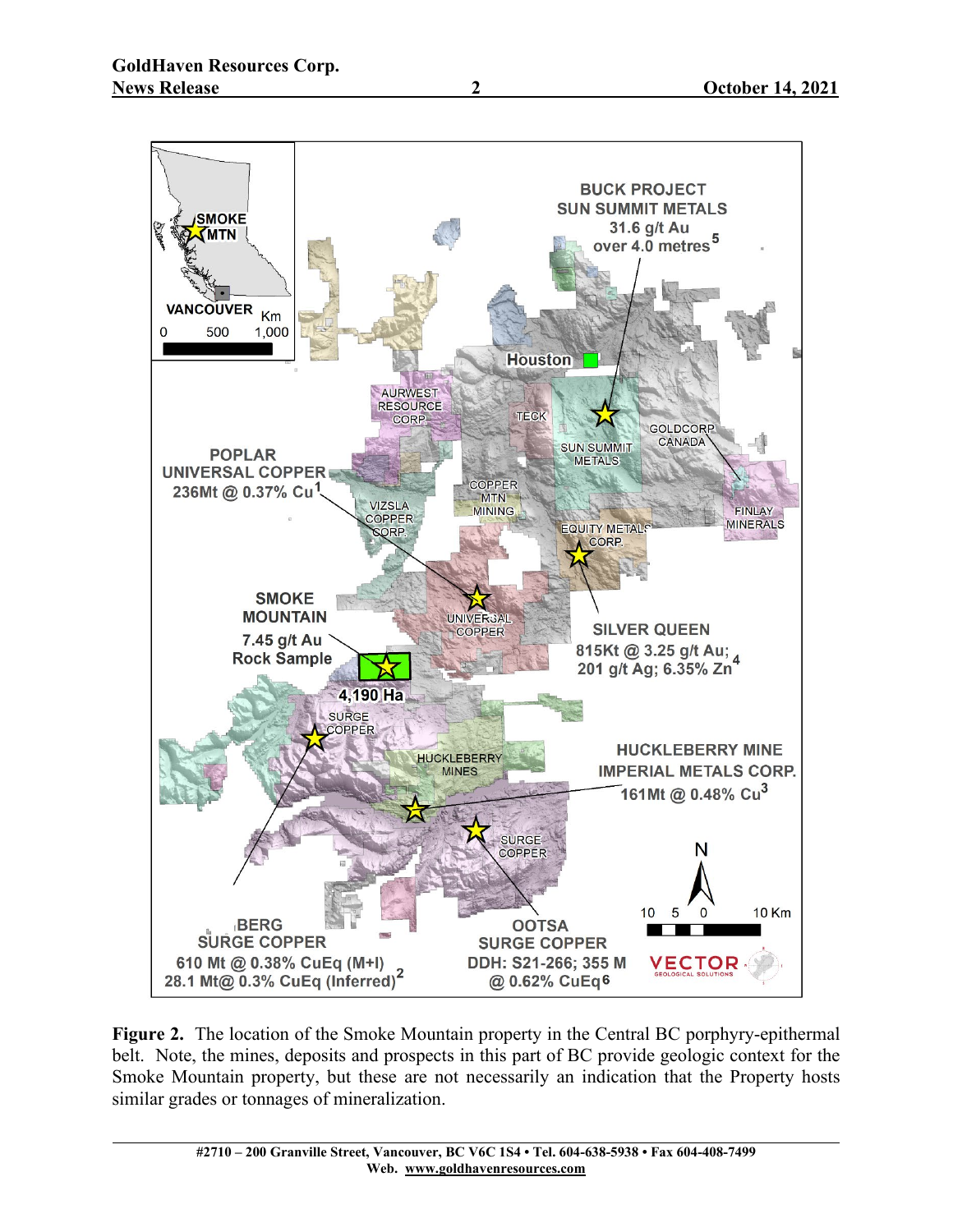**Figure 2.** The location of the Smoke Mountain property in the Central BC porphyry-epithermal belt. Note, the mines, deposits and prospects in this part of BC provide geologic context for the Smoke Mountain property, but these are not necessarily an indication that the Property hosts similar grades or tonnages of mineralization.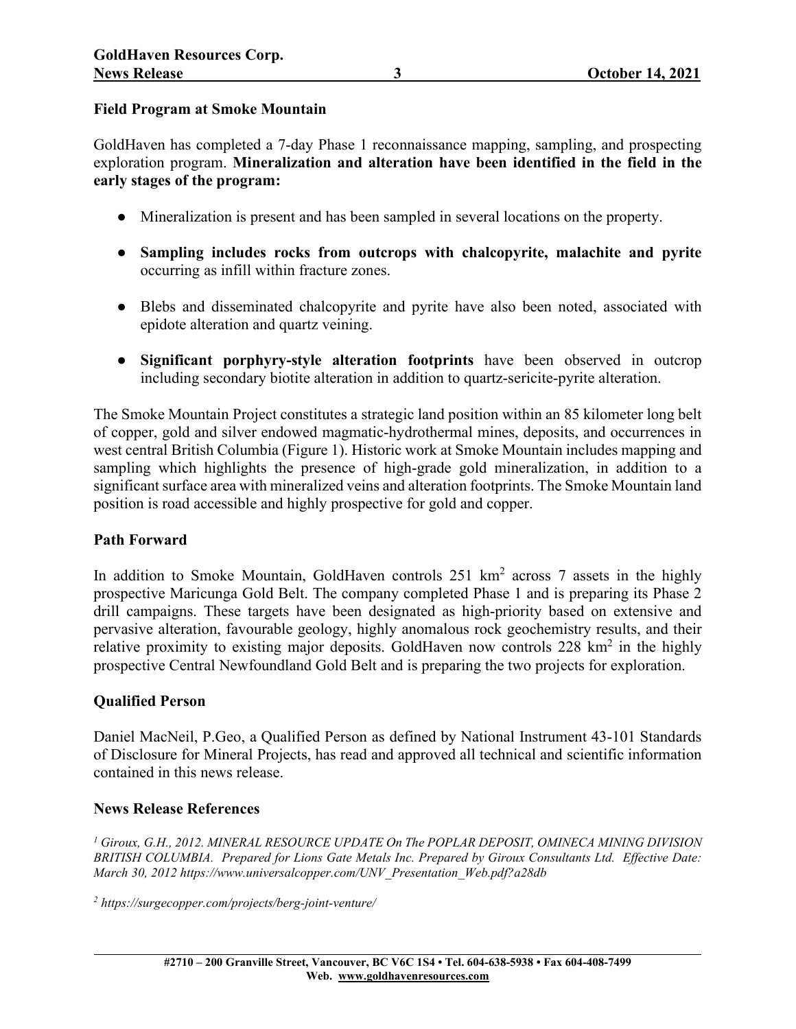## Field Program at Smoke Mountain

GoldHaven has completed a 7-day Phase 1 reconnaissance mapping, sampling, and prospecting exploration program. **Mineralization and alteration have been identified in the field in the early stages of the program:**

- Mineralization is present and has been sampled in several locations on the property.
- **Sampling includes rocks from outcrops with chalcopyrite, malachite and pyrite** occurring as infill within fracture zones.
- Blebs and disseminated chalcopyrite and pyrite have also been noted, associated with epidote alteration and quartz veining.
- **Significant porphyry-style alteration footprints** have been observed in outcrop including secondary biotite alteration in addition to quartz-sericite-pyrite alteration.

The Smoke Mountain Project constitutes a strategic land position within an 85 kilometer long belt of copper, gold and silver endowed magmatic-hydrothermal mines, deposits, and occurrences in west central British Columbia (Figure 1). Historic work at Smoke Mountain includes mapping and sampling which highlights the presence of high-grade gold mineralization, in addition to a significant surface area with mineralized veins and alteration footprints. The Smoke Mountain land position is road accessible and highly prospective for gold and copper.

## Path Forward

In addition to Smoke Mountain, GoldHaven controls 251 $km^2$ across 7 assets in the highly prospective Maricunga Gold Belt. The company completed Phase 1 and is preparing its Phase 2 drill campaigns. These targets have been designated as high-priority based on extensive and pervasive alteration, favourable geology, highly anomalous rock geochemistry results, and their relative proximity to existing major deposits. GoldHaven now controls 228 $km^2$ in the highly prospective Central Newfoundland Gold Belt and is preparing the two projects for exploration.

## Qualified Person

Daniel MacNeil, P.Geo, a Qualified Person as defined by National Instrument 43-101 Standards of Disclosure for Mineral Projects, has read and approved all technical and scientific information contained in this news release.

## News Release References

*[1] Giroux, G.H., 2012. MINERAL RESOURCE UPDATE On The POPLAR DEPOSIT, OMINECA MINING DIVISION BRITISH COLUMBIA. Prepared for Lions Gate Metals Inc. Prepared by Giroux Consultants Ltd. Effective Date: March 30, 2012 https://www.universalcopper.com/UNV_Presentation_Web.pdf?a28db*

*[2] https://surgecopper.com/projects/berg-joint-venture/*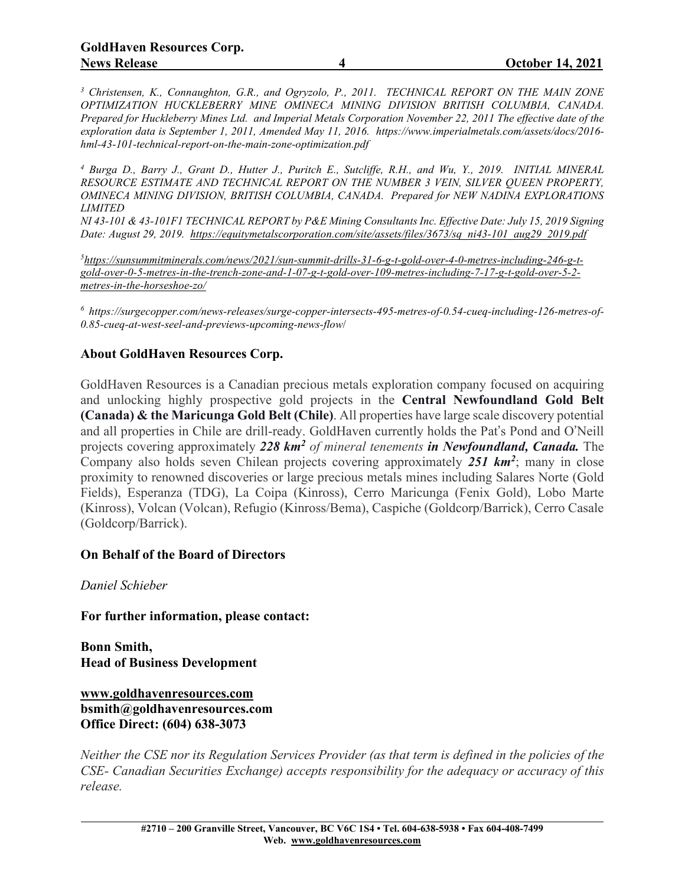[3] *Christensen, K., Connaughton, G.R., and Ogryzolo, P., 2011. TECHNICAL REPORT ON THE MAIN ZONE OPTIMIZATION HUCKLEBERRY MINE OMINECA MINING DIVISION BRITISH COLUMBIA, CANADA. Prepared for Huckleberry Mines Ltd. and Imperial Metals Corporation November 22, 2011 The effective date of the exploration data is September 1, 2011, Amended May 11, 2016. https://www.imperialmetals.com/assets/docs/2016-hml-43-101-technical-report-on-the-main-zone-optimization.pdf*

[4] *Burga D., Barry J., Grant D., Hutter J., Puritch E., Sutcliffe, R.H., and Wu, Y., 2019. INITIAL MINERAL RESOURCE ESTIMATE AND TECHNICAL REPORT ON THE NUMBER 3 VEIN, SILVER QUEEN PROPERTY, OMINECA MINING DIVISION, BRITISH COLUMBIA, CANADA. Prepared for NEW NADINA EXPLORATIONS LIMITED*

*NI 43-101 & 43-101F1 TECHNICAL REPORT by P&E Mining Consultants Inc. Effective Date: July 15, 2019 Signing Date: August 29, 2019. https://equitymetalscorporation.com/site/assets/files/3673/sq_ni43-101_aug29_2019.pdf*

[5] *https://sunsummitminerals.com/news/2021/sun-summit-drills-31-6-g-t-gold-over-4-0-metres-including-246-g-t-gold-over-0-5-metres-in-the-trench-zone-and-1-07-g-t-gold-over-109-metres-including-7-17-g-t-gold-over-5-2-metres-in-the-horseshoe-zo/*

[6] *https://surgecopper.com/news-releases/surge-copper-intersects-495-metres-of-0.54-cueq-including-126-metres-of-0.85-cueq-at-west-seel-and-previews-upcoming-news-flow/*

**About GoldHaven Resources Corp.**

GoldHaven Resources is a Canadian precious metals exploration company focused on acquiring and unlocking highly prospective gold projects in the **Central Newfoundland Gold Belt (Canada) & the Maricunga Gold Belt (Chile)**. All properties have large scale discovery potential and all properties in Chile are drill-ready. GoldHaven currently holds the Pat's Pond and O'Neill projects covering approximately ***228 km²*** *of mineral tenements* ***in Newfoundland, Canada.*** The Company also holds seven Chilean projects covering approximately ***251 km²***; many in close proximity to renowned discoveries or large precious metals mines including Salares Norte (Gold Fields), Esperanza (TDG), La Coipa (Kinross), Cerro Maricunga (Fenix Gold), Lobo Marte (Kinross), Volcan (Volcan), Refugio (Kinross/Bema), Caspiche (Goldcorp/Barrick), Cerro Casale (Goldcorp/Barrick).

**On Behalf of the Board of Directors**

*Daniel Schieber*

**For further information, please contact:**

**Bonn Smith,**
**Head of Business Development**

**www.goldhavenresources.com**
**bsmith@goldhavenresources.com**
**Office Direct: (604) 638-3073**

*Neither the CSE nor its Regulation Services Provider (as that term is defined in the policies of the CSE- Canadian Securities Exchange) accepts responsibility for the adequacy or accuracy of this release.*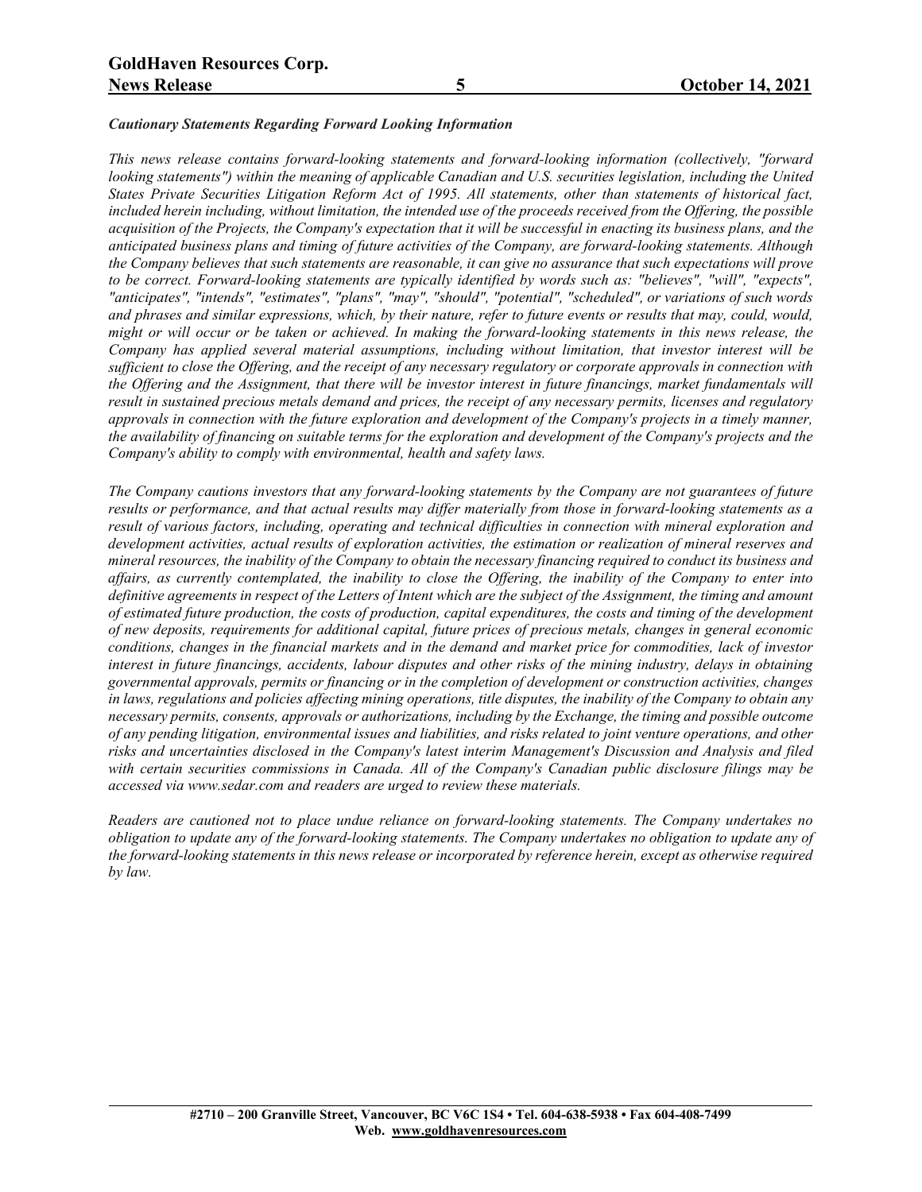***Cautionary Statements Regarding Forward Looking Information***

*This news release contains forward-looking statements and forward-looking information (collectively, "forward looking statements") within the meaning of applicable Canadian and U.S. securities legislation, including the United States Private Securities Litigation Reform Act of 1995. All statements, other than statements of historical fact, included herein including, without limitation, the intended use of the proceeds received from the Offering, the possible acquisition of the Projects, the Company's expectation that it will be successful in enacting its business plans, and the anticipated business plans and timing of future activities of the Company, are forward-looking statements. Although the Company believes that such statements are reasonable, it can give no assurance that such expectations will prove to be correct. Forward-looking statements are typically identified by words such as: "believes", "will", "expects", "anticipates", "intends", "estimates", "plans", "may", "should", "potential", "scheduled", or variations of such words and phrases and similar expressions, which, by their nature, refer to future events or results that may, could, would, might or will occur or be taken or achieved. In making the forward-looking statements in this news release, the Company has applied several material assumptions, including without limitation, that investor interest will be sufficient to close the Offering, and the receipt of any necessary regulatory or corporate approvals in connection with the Offering and the Assignment, that there will be investor interest in future financings, market fundamentals will result in sustained precious metals demand and prices, the receipt of any necessary permits, licenses and regulatory approvals in connection with the future exploration and development of the Company's projects in a timely manner, the availability of financing on suitable terms for the exploration and development of the Company's projects and the Company's ability to comply with environmental, health and safety laws.*

*The Company cautions investors that any forward-looking statements by the Company are not guarantees of future results or performance, and that actual results may differ materially from those in forward-looking statements as a result of various factors, including, operating and technical difficulties in connection with mineral exploration and development activities, actual results of exploration activities, the estimation or realization of mineral reserves and mineral resources, the inability of the Company to obtain the necessary financing required to conduct its business and affairs, as currently contemplated, the inability to close the Offering, the inability of the Company to enter into definitive agreements in respect of the Letters of Intent which are the subject of the Assignment, the timing and amount of estimated future production, the costs of production, capital expenditures, the costs and timing of the development of new deposits, requirements for additional capital, future prices of precious metals, changes in general economic conditions, changes in the financial markets and in the demand and market price for commodities, lack of investor interest in future financings, accidents, labour disputes and other risks of the mining industry, delays in obtaining governmental approvals, permits or financing or in the completion of development or construction activities, changes in laws, regulations and policies affecting mining operations, title disputes, the inability of the Company to obtain any necessary permits, consents, approvals or authorizations, including by the Exchange, the timing and possible outcome of any pending litigation, environmental issues and liabilities, and risks related to joint venture operations, and other risks and uncertainties disclosed in the Company's latest interim Management's Discussion and Analysis and filed with certain securities commissions in Canada. All of the Company's Canadian public disclosure filings may be accessed via www.sedar.com and readers are urged to review these materials.*

*Readers are cautioned not to place undue reliance on forward-looking statements. The Company undertakes no obligation to update any of the forward-looking statements. The Company undertakes no obligation to update any of the forward-looking statements in this news release or incorporated by reference herein, except as otherwise required by law.*